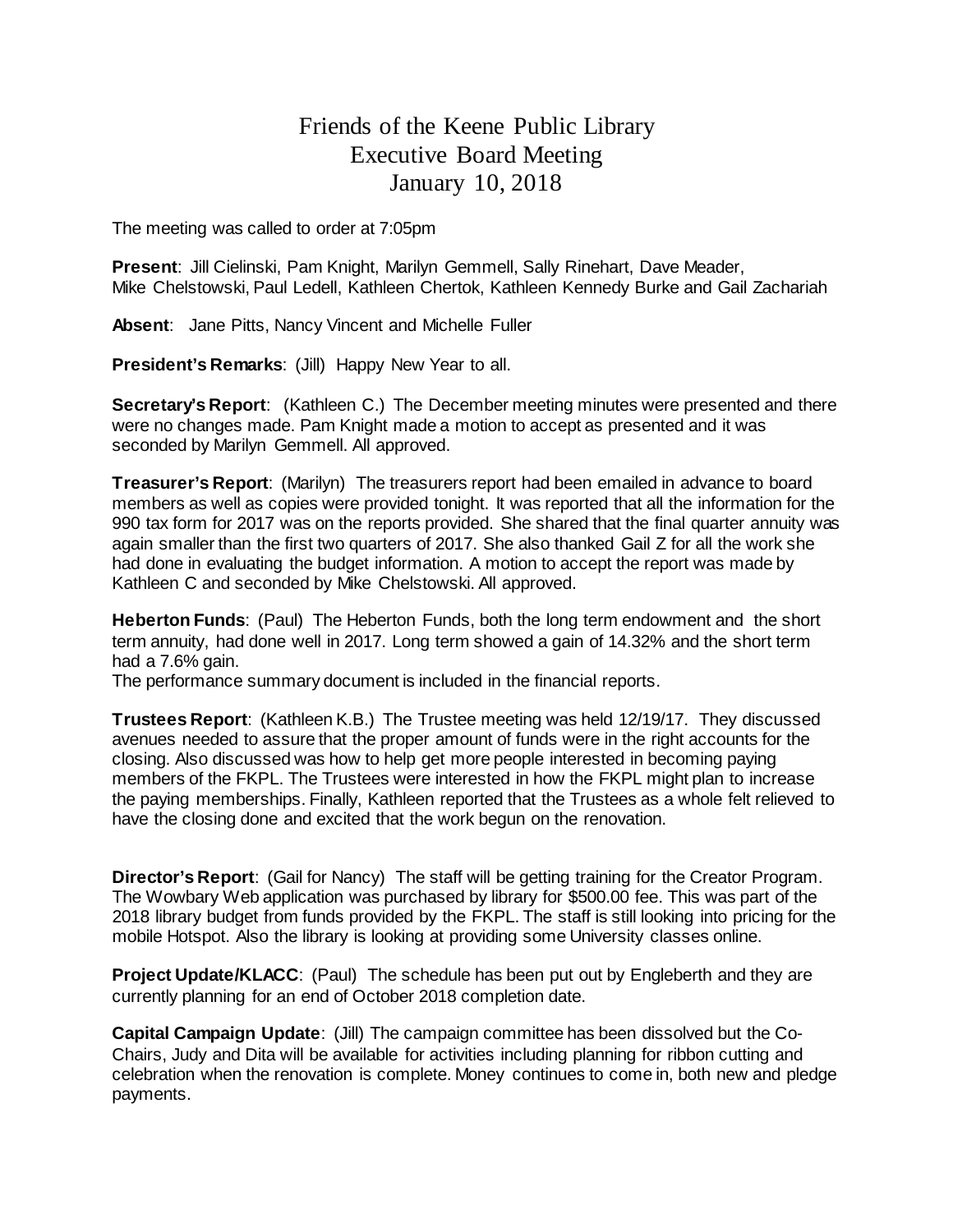# Friends of the Keene Public Library
## Executive Board Meeting
## January 10, 2018

The meeting was called to order at 7:05pm

**Present**: Jill Cielinski, Pam Knight, Marilyn Gemmell, Sally Rinehart, Dave Meader, Mike Chelstowski, Paul Ledell, Kathleen Chertok, Kathleen Kennedy Burke and Gail Zachariah

**Absent**: Jane Pitts, Nancy Vincent and Michelle Fuller

**President's Remarks**: (Jill) Happy New Year to all.

**Secretary's Report**: (Kathleen C.) The December meeting minutes were presented and there were no changes made. Pam Knight made a motion to accept as presented and it was seconded by Marilyn Gemmell. All approved.

**Treasurer's Report**: (Marilyn) The treasurers report had been emailed in advance to board members as well as copies were provided tonight. It was reported that all the information for the 990 tax form for 2017 was on the reports provided. She shared that the final quarter annuity was again smaller than the first two quarters of 2017. She also thanked Gail Z for all the work she had done in evaluating the budget information. A motion to accept the report was made by Kathleen C and seconded by Mike Chelstowski. All approved.

**Heberton Funds**: (Paul) The Heberton Funds, both the long term endowment and the short term annuity, had done well in 2017. Long term showed a gain of 14.32% and the short term had a 7.6% gain.
The performance summary document is included in the financial reports.

**Trustees Report**: (Kathleen K.B.) The Trustee meeting was held 12/19/17. They discussed avenues needed to assure that the proper amount of funds were in the right accounts for the closing. Also discussed was how to help get more people interested in becoming paying members of the FKPL. The Trustees were interested in how the FKPL might plan to increase the paying memberships. Finally, Kathleen reported that the Trustees as a whole felt relieved to have the closing done and excited that the work begun on the renovation.

**Director's Report**: (Gail for Nancy) The staff will be getting training for the Creator Program. The Wowbary Web application was purchased by library for $500.00 fee. This was part of the 2018 library budget from funds provided by the FKPL. The staff is still looking into pricing for the mobile Hotspot. Also the library is looking at providing some University classes online.

**Project Update/KLACC**: (Paul) The schedule has been put out by Engleberth and they are currently planning for an end of October 2018 completion date.

**Capital Campaign Update**: (Jill) The campaign committee has been dissolved but the Co-Chairs, Judy and Dita will be available for activities including planning for ribbon cutting and celebration when the renovation is complete. Money continues to come in, both new and pledge payments.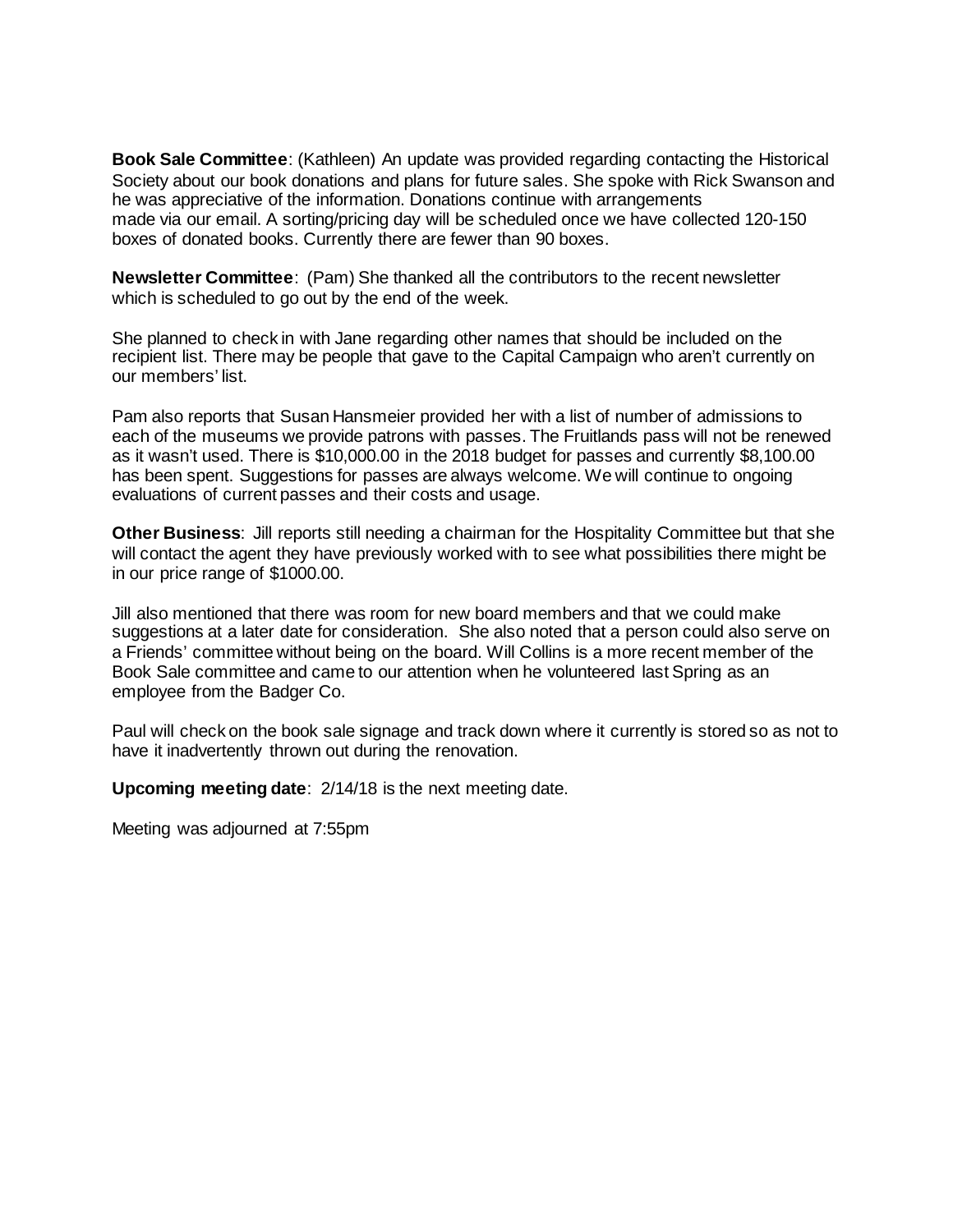**Book Sale Committee**: (Kathleen) An update was provided regarding contacting the Historical Society about our book donations and plans for future sales. She spoke with Rick Swanson and he was appreciative of the information. Donations continue with arrangements made via our email. A sorting/pricing day will be scheduled once we have collected 120-150 boxes of donated books. Currently there are fewer than 90 boxes.

**Newsletter Committee**: (Pam) She thanked all the contributors to the recent newsletter which is scheduled to go out by the end of the week.

She planned to check in with Jane regarding other names that should be included on the recipient list. There may be people that gave to the Capital Campaign who aren't currently on our members' list.

Pam also reports that Susan Hansmeier provided her with a list of number of admissions to each of the museums we provide patrons with passes. The Fruitlands pass will not be renewed as it wasn't used. There is $10,000.00 in the 2018 budget for passes and currently $8,100.00 has been spent. Suggestions for passes are always welcome. We will continue to ongoing evaluations of current passes and their costs and usage.

**Other Business**: Jill reports still needing a chairman for the Hospitality Committee but that she will contact the agent they have previously worked with to see what possibilities there might be in our price range of $1000.00.

Jill also mentioned that there was room for new board members and that we could make suggestions at a later date for consideration. She also noted that a person could also serve on a Friends' committee without being on the board. Will Collins is a more recent member of the Book Sale committee and came to our attention when he volunteered last Spring as an employee from the Badger Co.

Paul will check on the book sale signage and track down where it currently is stored so as not to have it inadvertently thrown out during the renovation.

**Upcoming meeting date**: 2/14/18 is the next meeting date.

Meeting was adjourned at 7:55pm